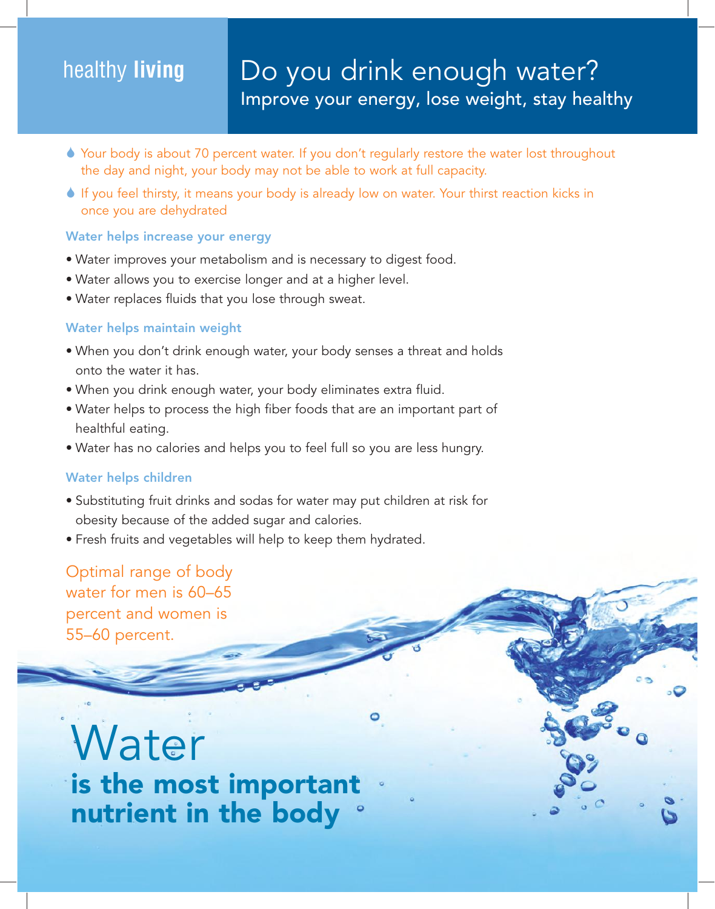healthy **living**

# Do you drink enough water?

## Improve your energy, lose weight, stay healthy

- Your body is about 70 percent water. If you don't regularly restore the water lost throughout the day and night, your body may not be able to work at full capacity.
- If you feel thirsty, it means your body is already low on water. Your thirst reaction kicks in once you are dehydrated

### Water helps increase your energy

- Water improves your metabolism and is necessary to digest food.
- Water allows you to exercise longer and at a higher level.
- Water replaces fluids that you lose through sweat.

### Water helps maintain weight

- When you don't drink enough water, your body senses a threat and holds onto the water it has.
- When you drink enough water, your body eliminates extra fluid.
- Water helps to process the high fiber foods that are an important part of healthful eating.
- Water has no calories and helps you to feel full so you are less hungry.

### Water helps children

- Substituting fruit drinks and sodas for water may put children at risk for obesity because of the added sugar and calories.
- Fresh fruits and vegetables will help to keep them hydrated.

Optimal range of body water for men is 60–65 percent and women is 55–60 percent.

# Water

**is the most important nutrient in the body**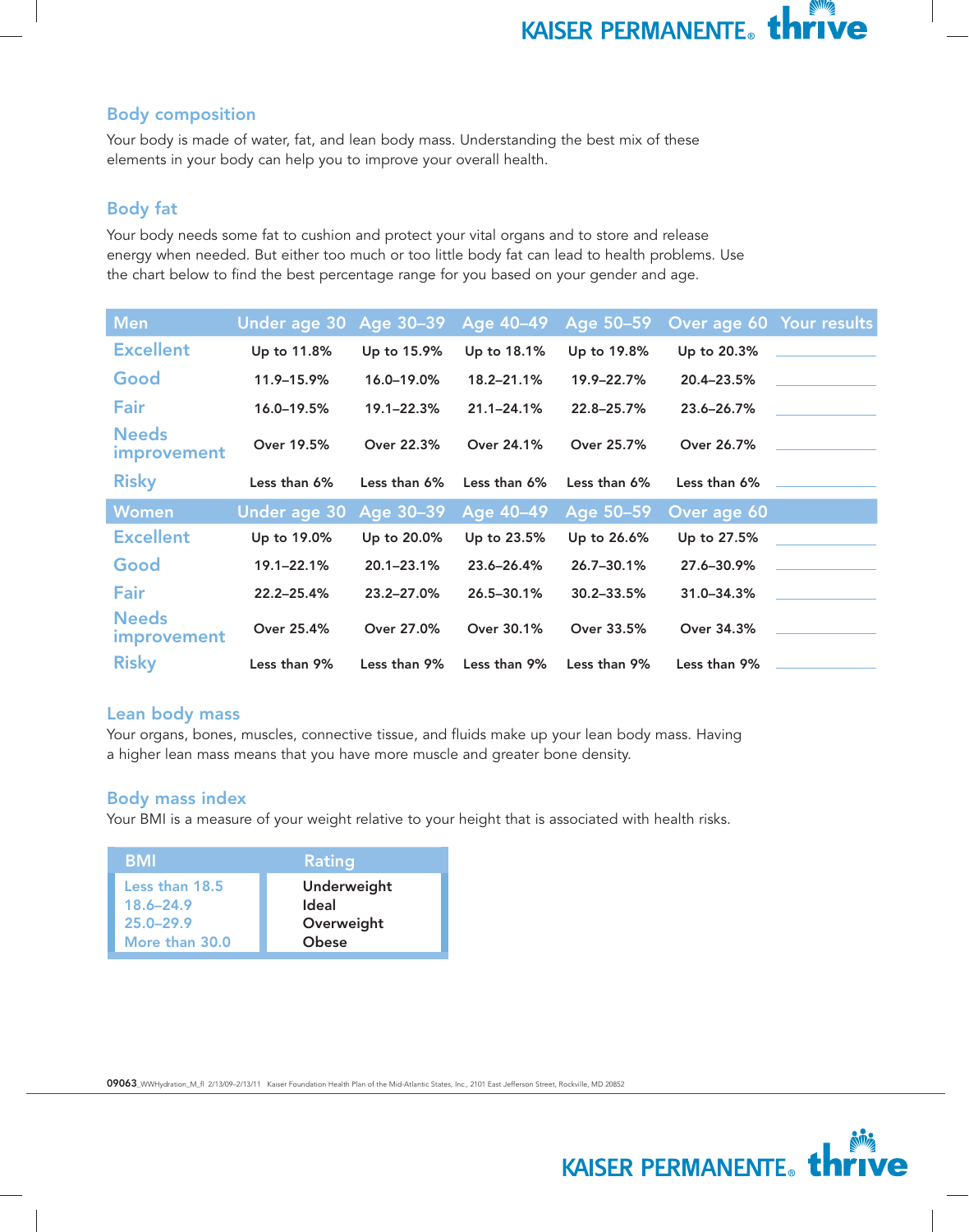## Body composition

Your body is made of water, fat, and lean body mass. Understanding the best mix of these elements in your body can help you to improve your overall health.

## Body fat

Your body needs some fat to cushion and protect your vital organs and to store and release energy when needed. But either too much or too little body fat can lead to health problems. Use the chart below to find the best percentage range for you based on your gender and age.

| Men | Under age 30 | Age 30–39 | Age 40–49 | Age 50–59 | Over age 60 | Your results |
|---|---|---|---|---|---|---|
| Excellent | Up to 11.8% | Up to 15.9% | Up to 18.1% | Up to 19.8% | Up to 20.3% | |
| Good | 11.9–15.9% | 16.0–19.0% | 18.2–21.1% | 19.9–22.7% | 20.4–23.5% | |
| Fair | 16.0–19.5% | 19.1–22.3% | 21.1–24.1% | 22.8–25.7% | 23.6–26.7% | |
| Needs improvement | Over 19.5% | Over 22.3% | Over 24.1% | Over 25.7% | Over 26.7% | |
| Risky | Less than 6% | Less than 6% | Less than 6% | Less than 6% | Less than 6% | |
| **Women** | **Under age 30** | **Age 30–39** | **Age 40–49** | **Age 50–59** | **Over age 60** | |
| Excellent | Up to 19.0% | Up to 20.0% | Up to 23.5% | Up to 26.6% | Up to 27.5% | |
| Good | 19.1–22.1% | 20.1–23.1% | 23.6–26.4% | 26.7–30.1% | 27.6–30.9% | |
| Fair | 22.2–25.4% | 23.2–27.0% | 26.5–30.1% | 30.2–33.5% | 31.0–34.3% | |
| Needs improvement | Over 25.4% | Over 27.0% | Over 30.1% | Over 33.5% | Over 34.3% | |
| Risky | Less than 9% | Less than 9% | Less than 9% | Less than 9% | Less than 9% | |

## Lean body mass

Your organs, bones, muscles, connective tissue, and fluids make up your lean body mass. Having a higher lean mass means that you have more muscle and greater bone density.

## Body mass index

Your BMI is a measure of your weight relative to your height that is associated with health risks.

| BMI | Rating |
|---|---|
| Less than 18.5 | Underweight |
| 18.6–24.9 | Ideal |
| 25.0–29.9 | Overweight |
| More than 30.0 | Obese |

**09063**_WWHydration_M_fl 2/13/09–2/13/11 Kaiser Foundation Health Plan of the Mid-Atlantic States, Inc., 2101 East Jefferson Street, Rockville, MD 20852